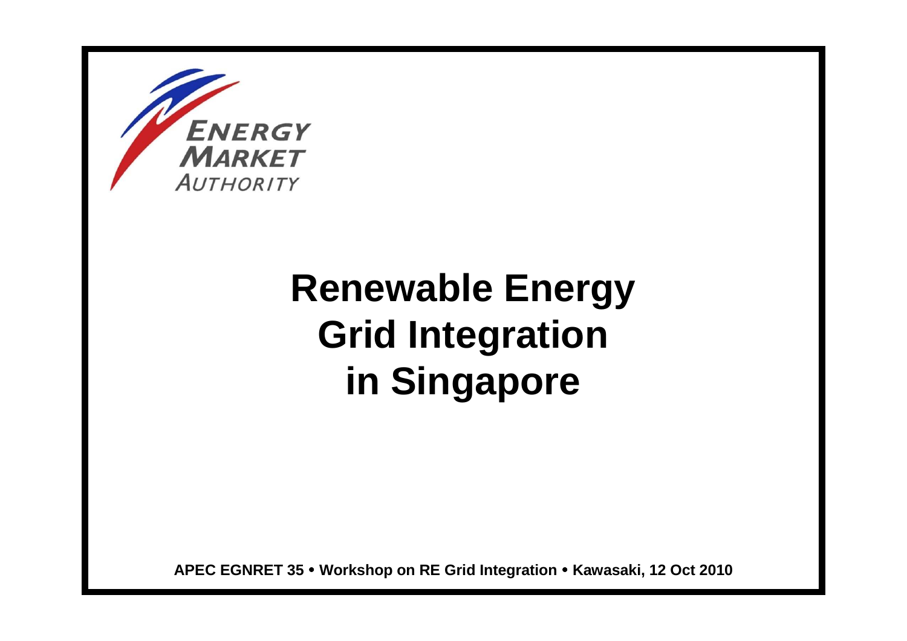ENERGY MARKET AUTHORITY

# Renewable Energy Grid Integration in Singapore

**APEC EGNRET 35 • Workshop on RE Grid Integration • Kawasaki, 12 Oct 2010**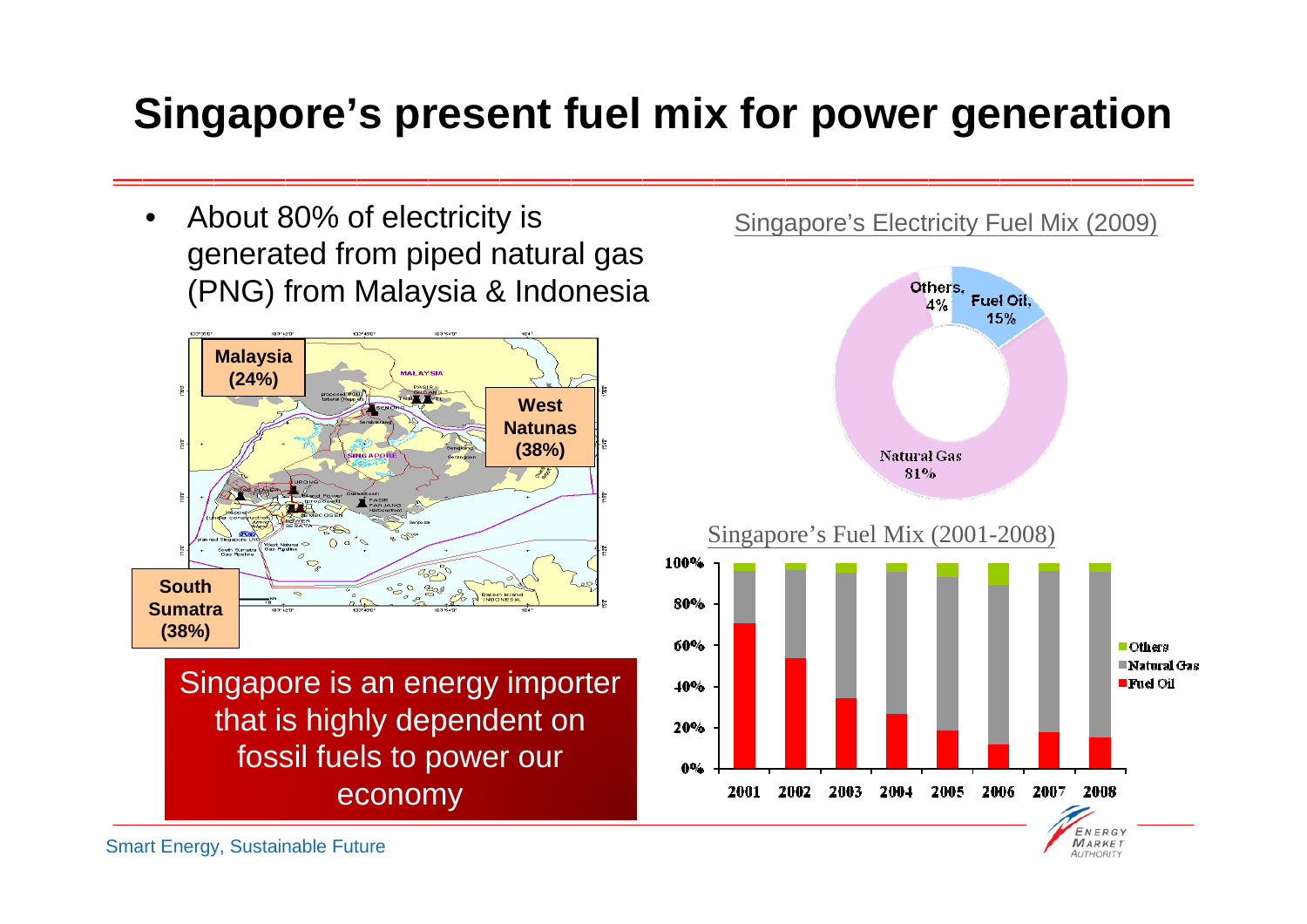# Singapore's present fuel mix for power generation

- About 80% of electricity is generated from piped natural gas (PNG) from Malaysia & Indonesia

Malaysia (24%)

West Natunas (38%)

South Sumatra (38%)

Singapore is an energy importer that is highly dependent on fossil fuels to power our economy

Singapore's Electricity Fuel Mix (2009)

| Fuel | Share |
| --- | --- |
| Natural Gas | 81% |
| Fuel Oil | 15% |
| Others | 4% |

Singapore's Fuel Mix (2001-2008)

Smart Energy, Sustainable Future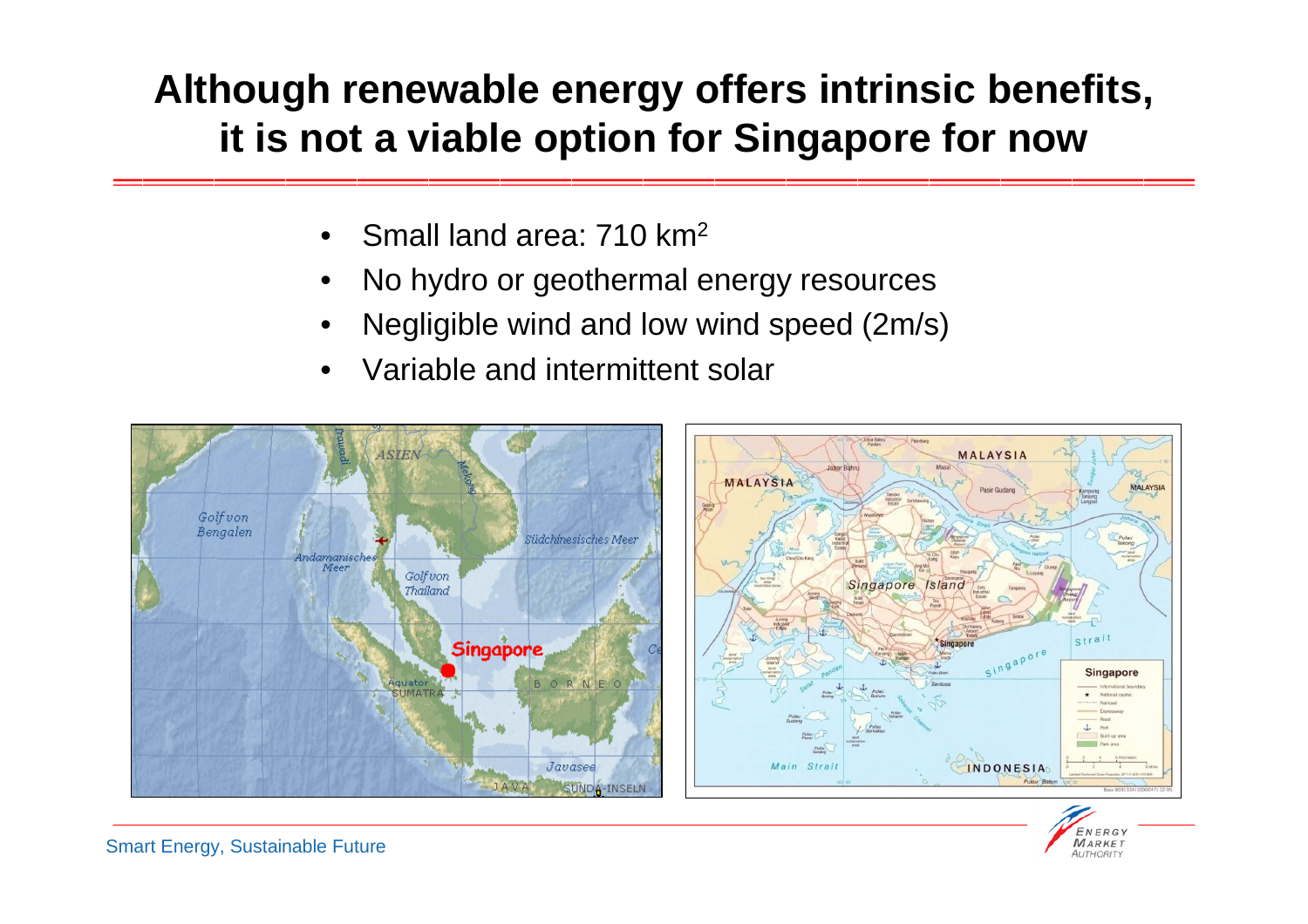# Although renewable energy offers intrinsic benefits, it is not a viable option for Singapore for now

- Small land area: 710 $km^2$
- No hydro or geothermal energy resources
- Negligible wind and low wind speed (2m/s)
- Variable and intermittent solar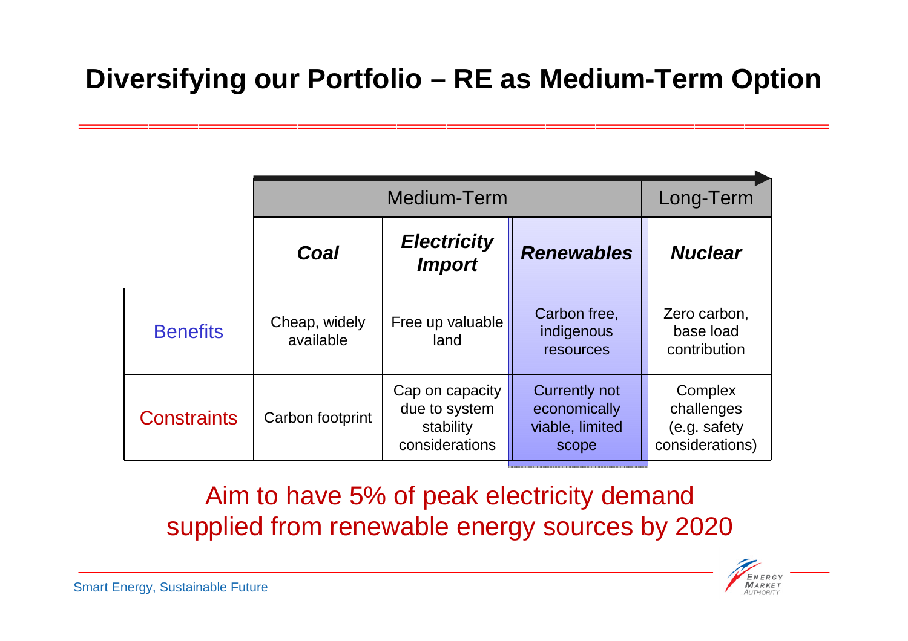# Diversifying our Portfolio – RE as Medium-Term Option

| | Medium-Term | | | Long-Term |
|---|---|---|---|---|
| | ***Coal*** | ***Electricity Import*** | ***Renewables*** | ***Nuclear*** |
| Benefits | Cheap, widely available | Free up valuable land | Carbon free, indigenous resources | Zero carbon, base load contribution |
| Constraints | Carbon footprint | Cap on capacity due to system stability considerations | Currently not economically viable, limited scope | Complex challenges (e.g. safety considerations) |

Aim to have 5% of peak electricity demand supplied from renewable energy sources by 2020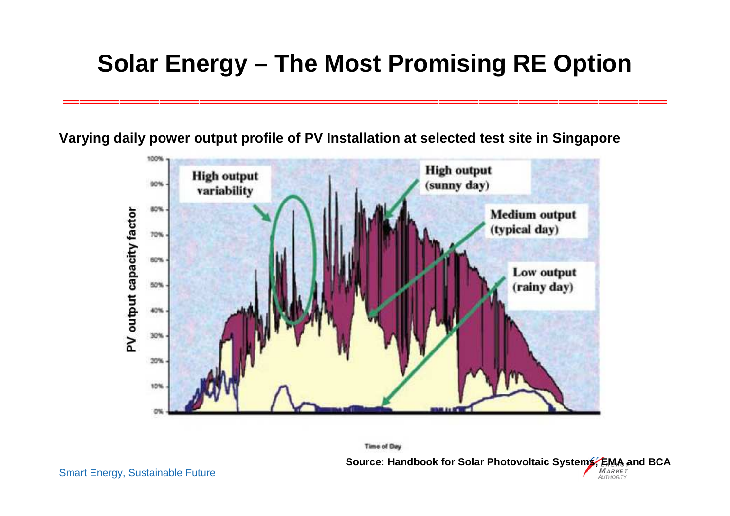# Solar Energy – The Most Promising RE Option

**Varying daily power output profile of PV Installation at selected test site in Singapore**

PV output capacity factor

100%
90%
80%
70%
60%
50%
40%
30%
20%
10%
0%

High output variability

High output (sunny day)

Medium output (typical day)

Low output (rainy day)

Time of Day

**Source: Handbook for Solar Photovoltaic Systems, EMA and BCA**

Smart Energy, Sustainable Future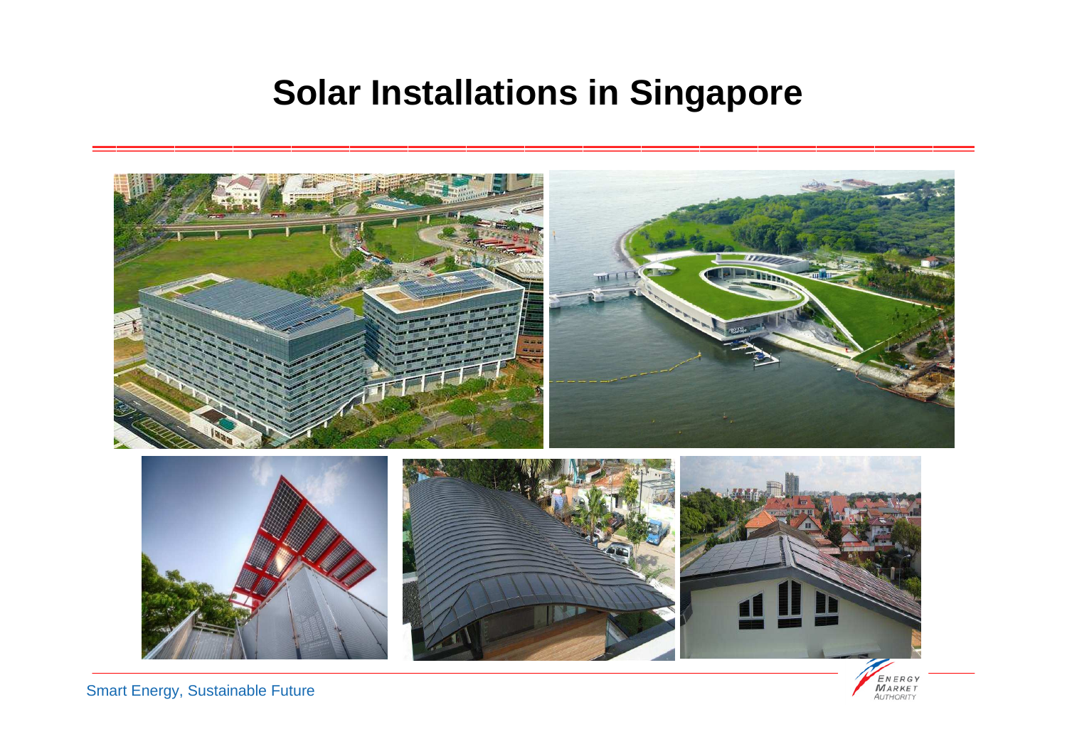# Solar Installations in Singapore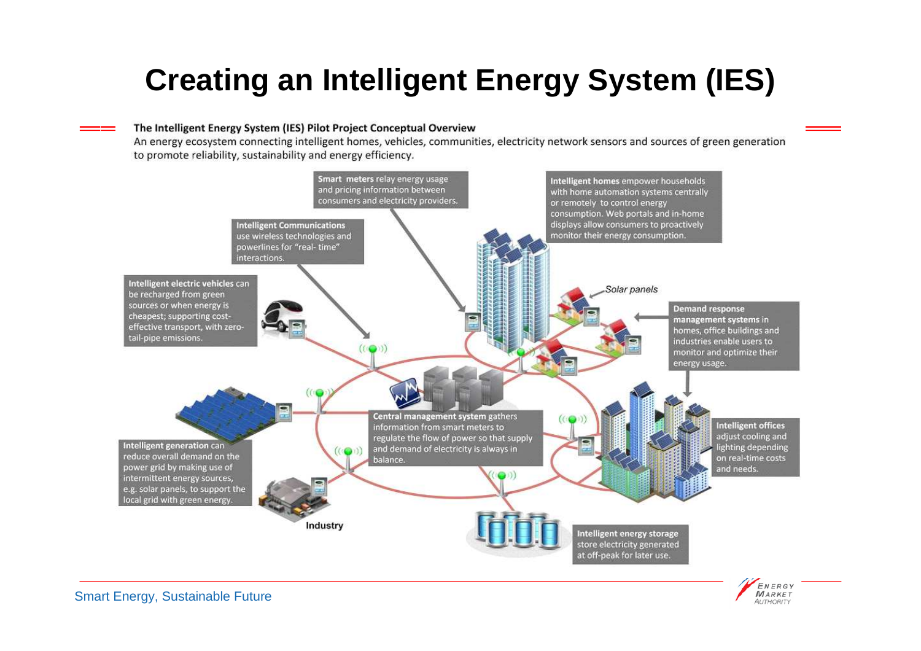# Creating an Intelligent Energy System (IES)

**The Intelligent Energy System (IES) Pilot Project Conceptual Overview**

An energy ecosystem connecting intelligent homes, vehicles, communities, electricity network sensors and sources of green generation to promote reliability, sustainability and energy efficiency.

**Smart meters** relay energy usage and pricing information between consumers and electricity providers.

**Intelligent homes** empower households with home automation systems centrally or remotely to control energy consumption. Web portals and in-home displays allow consumers to proactively monitor their energy consumption.

**Intelligent Communications** use wireless technologies and powerlines for "real- time" interactions.

**Intelligent electric vehicles** can be recharged from green sources or when energy is cheapest; supporting cost-effective transport, with zero-tail-pipe emissions.

*Solar panels*

**Demand response management systems** in homes, office buildings and industries enable users to monitor and optimize their energy usage.

**Central management system** gathers information from smart meters to regulate the flow of power so that supply and demand of electricity is always in balance.

**Intelligent offices** adjust cooling and lighting depending on real-time costs and needs.

**Intelligent generation** can reduce overall demand on the power grid by making use of intermittent energy sources, e.g. solar panels, to support the local grid with green energy.

Industry

**Intelligent energy storage** store electricity generated at off-peak for later use.

Smart Energy, Sustainable Future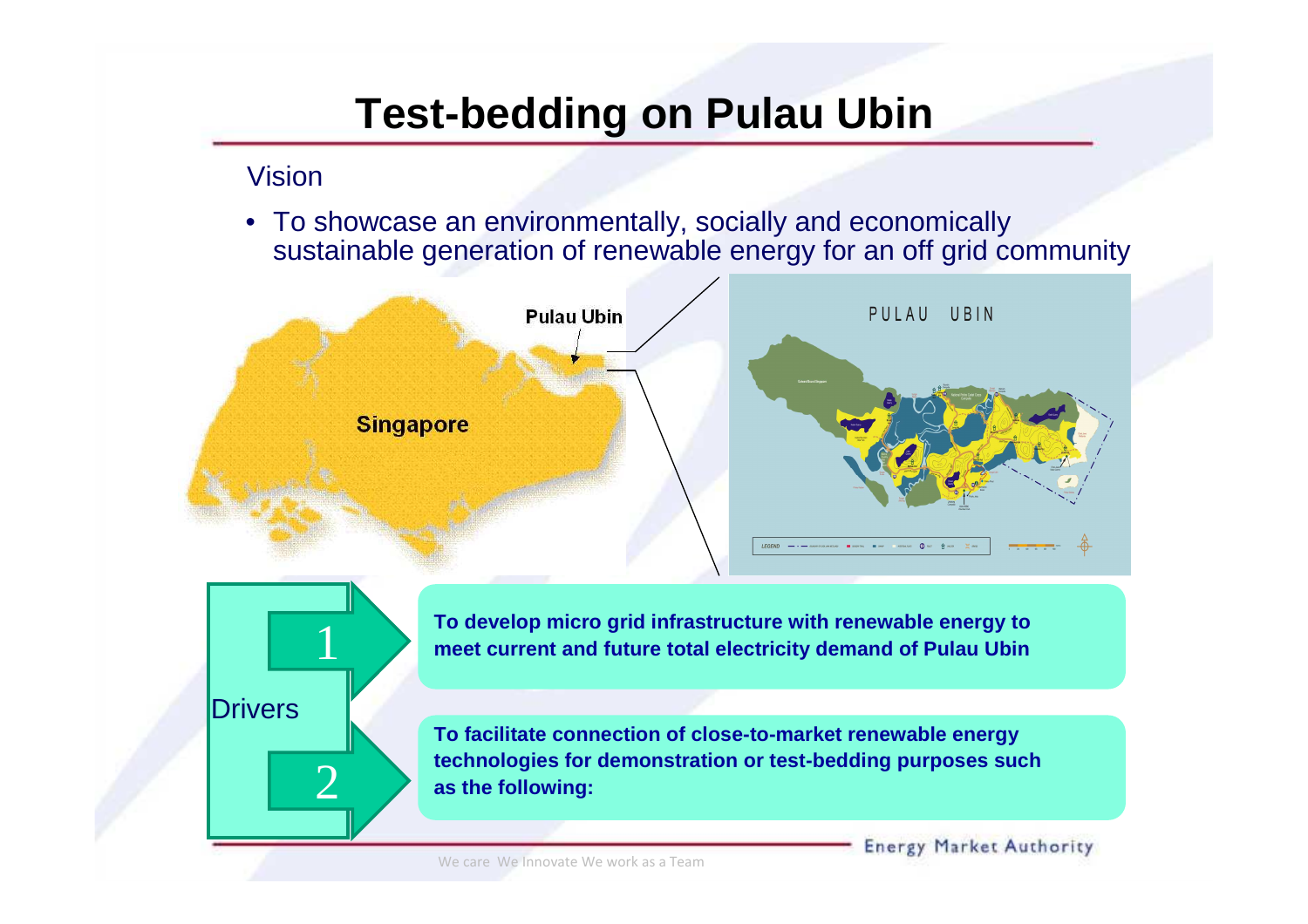# Test-bedding on Pulau Ubin

Vision

- To showcase an environmentally, socially and economically sustainable generation of renewable energy for an off grid community

Pulau Ubin

Singapore

PULAU UBIN

Drivers

1. **To develop micro grid infrastructure with renewable energy to meet current and future total electricity demand of Pulau Ubin**

2. **To facilitate connection of close-to-market renewable energy technologies for demonstration or test-bedding purposes such as the following:**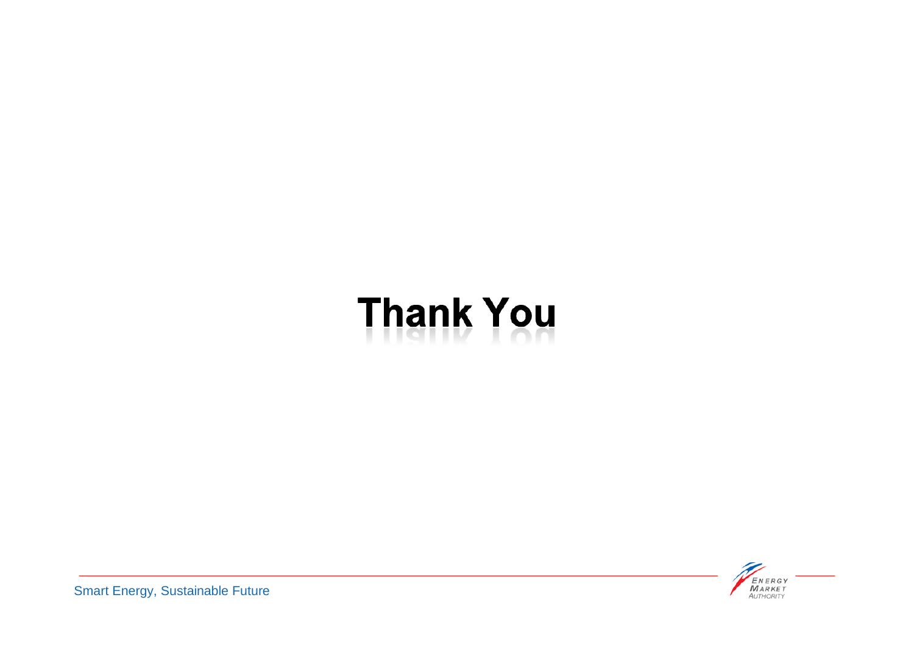# Thank You